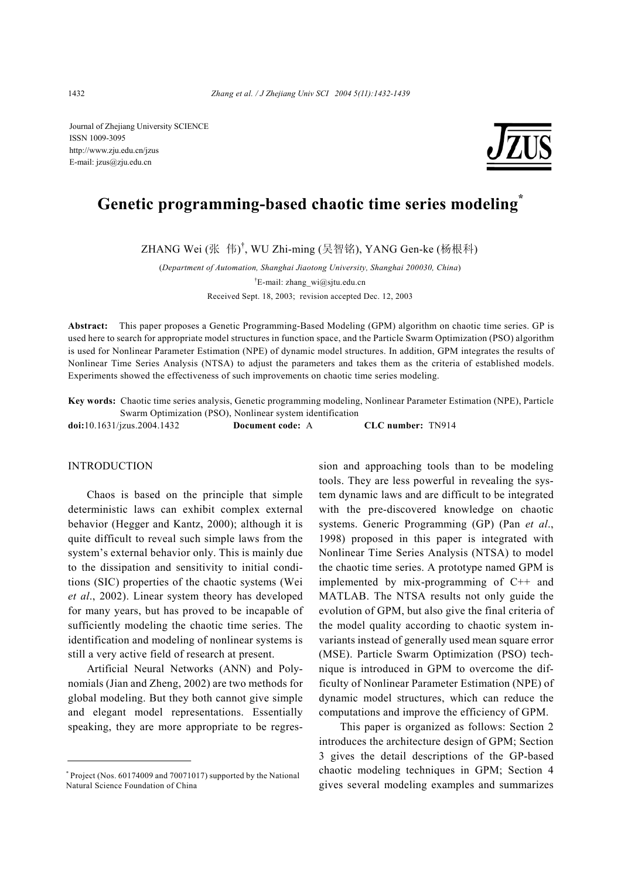Journal of Zhejiang University SCIENCE
ISSN 1009-3095
http://www.zju.edu.cn/jzus
E-mail: jzus@zju.edu.cn

# Genetic programming-based chaotic time series modeling*

ZHANG Wei (张 伟)†, WU Zhi-ming (吴智铭), YANG Gen-ke (杨根科)

(*Department of Automation, Shanghai Jiaotong University, Shanghai 200030, China*)

†E-mail: zhang_wi@sjtu.edu.cn

Received Sept. 18, 2003; revision accepted Dec. 12, 2003

**Abstract:** This paper proposes a Genetic Programming-Based Modeling (GPM) algorithm on chaotic time series. GP is used here to search for appropriate model structures in function space, and the Particle Swarm Optimization (PSO) algorithm is used for Nonlinear Parameter Estimation (NPE) of dynamic model structures. In addition, GPM integrates the results of Nonlinear Time Series Analysis (NTSA) to adjust the parameters and takes them as the criteria of established models. Experiments showed the effectiveness of such improvements on chaotic time series modeling.

**Key words:** Chaotic time series analysis, Genetic programming modeling, Nonlinear Parameter Estimation (NPE), Particle Swarm Optimization (PSO), Nonlinear system identification

**doi:**10.1631/jzus.2004.1432 **Document code:** A **CLC number:** TN914

## INTRODUCTION

Chaos is based on the principle that simple deterministic laws can exhibit complex external behavior (Hegger and Kantz, 2000); although it is quite difficult to reveal such simple laws from the system's external behavior only. This is mainly due to the dissipation and sensitivity to initial conditions (SIC) properties of the chaotic systems (Wei *et al*., 2002). Linear system theory has developed for many years, but has proved to be incapable of sufficiently modeling the chaotic time series. The identification and modeling of nonlinear systems is still a very active field of research at present.

Artificial Neural Networks (ANN) and Polynomials (Jian and Zheng, 2002) are two methods for global modeling. But they both cannot give simple and elegant model representations. Essentially speaking, they are more appropriate to be regression and approaching tools than to be modeling tools. They are less powerful in revealing the system dynamic laws and are difficult to be integrated with the pre-discovered knowledge on chaotic systems. Generic Programming (GP) (Pan *et al*., 1998) proposed in this paper is integrated with Nonlinear Time Series Analysis (NTSA) to model the chaotic time series. A prototype named GPM is implemented by mix-programming of C++ and MATLAB. The NTSA results not only guide the evolution of GPM, but also give the final criteria of the model quality according to chaotic system invariants instead of generally used mean square error (MSE). Particle Swarm Optimization (PSO) technique is introduced in GPM to overcome the difficulty of Nonlinear Parameter Estimation (NPE) of dynamic model structures, which can reduce the computations and improve the efficiency of GPM.

This paper is organized as follows: Section 2 introduces the architecture design of GPM; Section 3 gives the detail descriptions of the GP-based chaotic modeling techniques in GPM; Section 4 gives several modeling examples and summarizes

---

* Project (Nos. 60174009 and 70071017) supported by the National Natural Science Foundation of China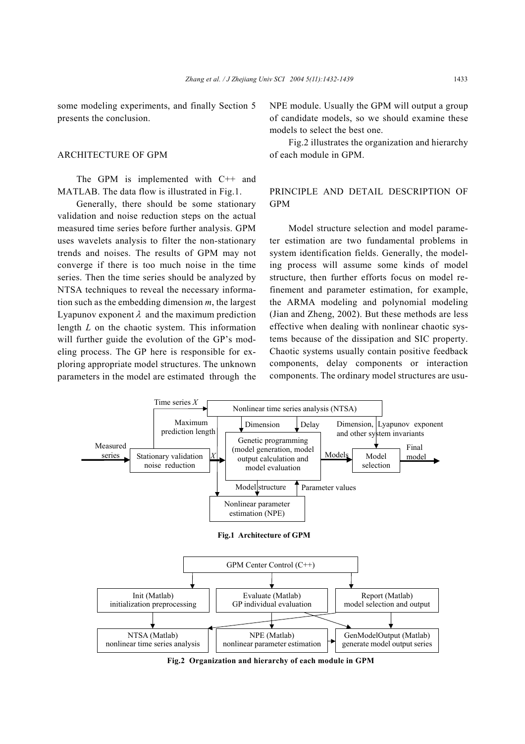some modeling experiments, and finally Section 5 presents the conclusion.

## ARCHITECTURE OF GPM

The GPM is implemented with C++ and MATLAB. The data flow is illustrated in Fig.1.

Generally, there should be some stationary validation and noise reduction steps on the actual measured time series before further analysis. GPM uses wavelets analysis to filter the non-stationary trends and noises. The results of GPM may not converge if there is too much noise in the time series. Then the time series should be analyzed by NTSA techniques to reveal the necessary information such as the embedding dimension $m$, the largest Lyapunov exponent $\lambda$ and the maximum prediction length $L$ on the chaotic system. This information will further guide the evolution of the GP's modeling process. The GP here is responsible for exploring appropriate model structures. The unknown parameters in the model are estimated through the NPE module. Usually the GPM will output a group of candidate models, so we should examine these models to select the best one.

Fig.2 illustrates the organization and hierarchy of each module in GPM.

## PRINCIPLE AND DETAIL DESCRIPTION OF GPM

Model structure selection and model parameter estimation are two fundamental problems in system identification fields. Generally, the modeling process will assume some kinds of model structure, then further efforts focus on model refinement and parameter estimation, for example, the ARMA modeling and polynomial modeling (Jian and Zheng, 2002). But these methods are less effective when dealing with nonlinear chaotic systems because of the dissipation and SIC property. Chaotic systems usually contain positive feedback components, delay components or interaction components. The ordinary model structures are usu-

**Fig.1 Architecture of GPM**

**Fig.2 Organization and hierarchy of each module in GPM**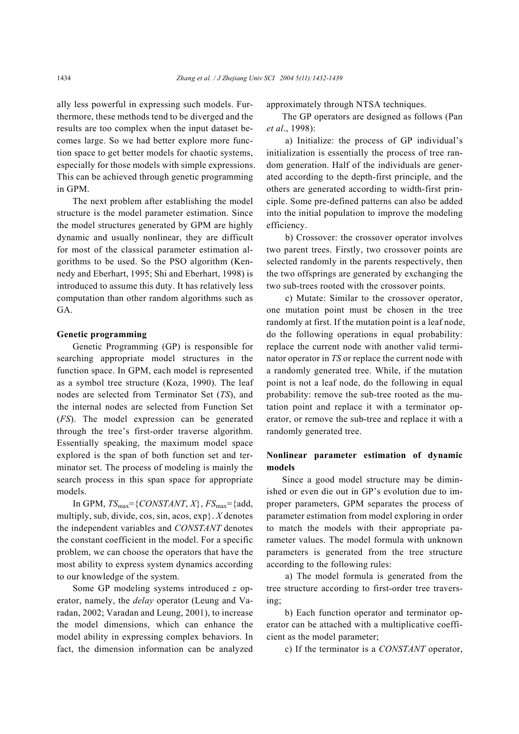ally less powerful in expressing such models. Furthermore, these methods tend to be diverged and the results are too complex when the input dataset becomes large. So we had better explore more function space to get better models for chaotic systems, especially for those models with simple expressions. This can be achieved through genetic programming in GPM.

The next problem after establishing the model structure is the model parameter estimation. Since the model structures generated by GPM are highly dynamic and usually nonlinear, they are difficult for most of the classical parameter estimation algorithms to be used. So the PSO algorithm (Kennedy and Eberhart, 1995; Shi and Eberhart, 1998) is introduced to assume this duty. It has relatively less computation than other random algorithms such as GA.

**Genetic programming**

Genetic Programming (GP) is responsible for searching appropriate model structures in the function space. In GPM, each model is represented as a symbol tree structure (Koza, 1990). The leaf nodes are selected from Terminator Set (*TS*), and the internal nodes are selected from Function Set (*FS*). The model expression can be generated through the tree's first-order traverse algorithm. Essentially speaking, the maximum model space explored is the span of both function set and terminator set. The process of modeling is mainly the search process in this span space for appropriate models.

In GPM, $TS_{\max}$={*CONSTANT*, *X*}, $FS_{\max}$={add, multiply, sub, divide, cos, sin, acos, exp}. *X* denotes the independent variables and *CONSTANT* denotes the constant coefficient in the model. For a specific problem, we can choose the operators that have the most ability to express system dynamics according to our knowledge of the system.

Some GP modeling systems introduced *z* operator, namely, the *delay* operator (Leung and Varadan, 2002; Varadan and Leung, 2001), to increase the model dimensions, which can enhance the model ability in expressing complex behaviors. In fact, the dimension information can be analyzed approximately through NTSA techniques.

The GP operators are designed as follows (Pan *et al*., 1998):

a) Initialize: the process of GP individual's initialization is essentially the process of tree random generation. Half of the individuals are generated according to the depth-first principle, and the others are generated according to width-first principle. Some pre-defined patterns can also be added into the initial population to improve the modeling efficiency.

b) Crossover: the crossover operator involves two parent trees. Firstly, two crossover points are selected randomly in the parents respectively, then the two offsprings are generated by exchanging the two sub-trees rooted with the crossover points.

c) Mutate: Similar to the crossover operator, one mutation point must be chosen in the tree randomly at first. If the mutation point is a leaf node, do the following operations in equal probability: replace the current node with another valid terminator operator in *TS* or replace the current node with a randomly generated tree. While, if the mutation point is not a leaf node, do the following in equal probability: remove the sub-tree rooted as the mutation point and replace it with a terminator operator, or remove the sub-tree and replace it with a randomly generated tree.

**Nonlinear parameter estimation of dynamic models**

Since a good model structure may be diminished or even die out in GP's evolution due to improper parameters, GPM separates the process of parameter estimation from model exploring in order to match the models with their appropriate parameter values. The model formula with unknown parameters is generated from the tree structure according to the following rules:

a) The model formula is generated from the tree structure according to first-order tree traversing;

b) Each function operator and terminator operator can be attached with a multiplicative coefficient as the model parameter;

c) If the terminator is a *CONSTANT* operator,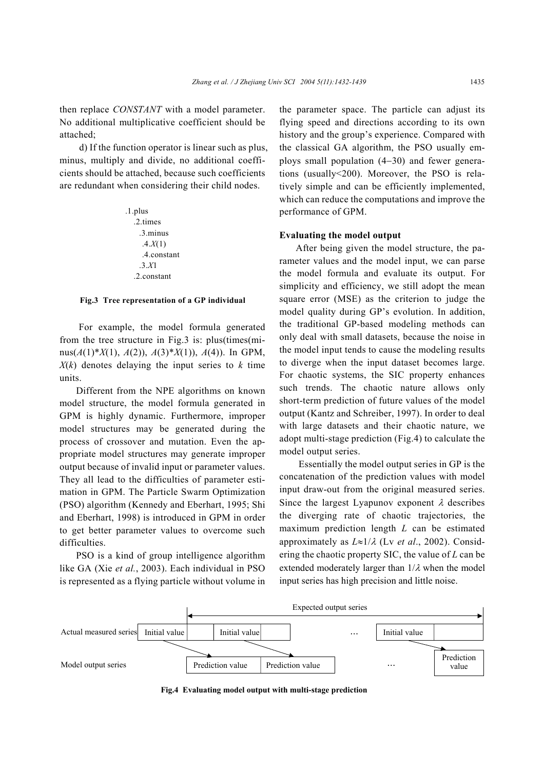then replace *CONSTANT* with a model parameter. No additional multiplicative coefficient should be attached;

d) If the function operator is linear such as plus, minus, multiply and divide, no additional coefficients should be attached, because such coefficients are redundant when considering their child nodes.

```
.1.plus
   .2.times
      .3.minus
         .4.X(1)
         .4.constant
      .3.X1
   .2.constant
```

**Fig.3 Tree representation of a GP individual**

For example, the model formula generated from the tree structure in Fig.3 is: plus(times(minus($A$(1)*$X$(1), $A$(2)), $A$(3)*$X$(1)), $A$(4)). In GPM, $X(k)$ denotes delaying the input series to $k$ time units.

Different from the NPE algorithms on known model structure, the model formula generated in GPM is highly dynamic. Furthermore, improper model structures may be generated during the process of crossover and mutation. Even the appropriate model structures may generate improper output because of invalid input or parameter values. They all lead to the difficulties of parameter estimation in GPM. The Particle Swarm Optimization (PSO) algorithm (Kennedy and Eberhart, 1995; Shi and Eberhart, 1998) is introduced in GPM in order to get better parameter values to overcome such difficulties.

PSO is a kind of group intelligence algorithm like GA (Xie *et al.*, 2003). Each individual in PSO is represented as a flying particle without volume in the parameter space. The particle can adjust its flying speed and directions according to its own history and the group's experience. Compared with the classical GA algorithm, the PSO usually employs small population (4–30) and fewer generations (usually<200). Moreover, the PSO is relatively simple and can be efficiently implemented, which can reduce the computations and improve the performance of GPM.

**Evaluating the model output**

After being given the model structure, the parameter values and the model input, we can parse the model formula and evaluate its output. For simplicity and efficiency, we still adopt the mean square error (MSE) as the criterion to judge the model quality during GP's evolution. In addition, the traditional GP-based modeling methods can only deal with small datasets, because the noise in the model input tends to cause the modeling results to diverge when the input dataset becomes large. For chaotic systems, the SIC property enhances such trends. The chaotic nature allows only short-term prediction of future values of the model output (Kantz and Schreiber, 1997). In order to deal with large datasets and their chaotic nature, we adopt multi-stage prediction (Fig.4) to calculate the model output series.

Essentially the model output series in GP is the concatenation of the prediction values with model input draw-out from the original measured series. Since the largest Lyapunov exponent $\lambda$ describes the diverging rate of chaotic trajectories, the maximum prediction length $L$ can be estimated approximately as $L\approx1/\lambda$ (Lv *et al*., 2002). Considering the chaotic property SIC, the value of $L$ can be extended moderately larger than $1/\lambda$ when the model input series has high precision and little noise.

**Fig.4 Evaluating model output with multi-stage prediction**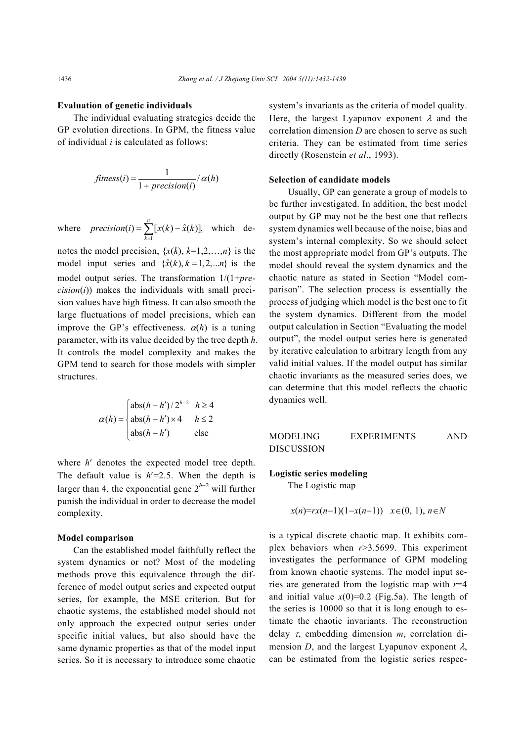### Evaluation of genetic individuals

The individual evaluating strategies decide the GP evolution directions. In GPM, the fitness value of individual $i$ is calculated as follows:

$$fitness(i) = \frac{1}{1 + precision(i)} / \alpha(h)$$

where $precision(i) = \sum_{k=1}^{n} [x(k) - \hat{x}(k)]$, which denotes the model precision, $\{x(k), k=1,2,\ldots,n\}$ is the model input series and $\{\hat{x}(k), k=1,2,\ldots n\}$ is the model output series. The transformation $1/(1+precision(i))$ makes the individuals with small precision values have high fitness. It can also smooth the large fluctuations of model precisions, which can improve the GP's effectiveness. $\alpha(h)$ is a tuning parameter, with its value decided by the tree depth $h$. It controls the model complexity and makes the GPM tend to search for those models with simpler structures.

$$\alpha(h) = \begin{cases} \text{abs}(h - h') / 2^{h-2} & h \geq 4 \\ \text{abs}(h - h') \times 4 & h \leq 2 \\ \text{abs}(h - h') & \text{else} \end{cases}$$

where $h'$ denotes the expected model tree depth. The default value is $h'=2.5$. When the depth is larger than 4, the exponential gene $2^{h-2}$ will further punish the individual in order to decrease the model complexity.

### Model comparison

Can the established model faithfully reflect the system dynamics or not? Most of the modeling methods prove this equivalence through the difference of model output series and expected output series, for example, the MSE criterion. But for chaotic systems, the established model should not only approach the expected output series under specific initial values, but also should have the same dynamic properties as that of the model input series. So it is necessary to introduce some chaotic system's invariants as the criteria of model quality. Here, the largest Lyapunov exponent $\lambda$ and the correlation dimension $D$ are chosen to serve as such criteria. They can be estimated from time series directly (Rosenstein *et al*., 1993).

### Selection of candidate models

Usually, GP can generate a group of models to be further investigated. In addition, the best model output by GP may not be the best one that reflects system dynamics well because of the noise, bias and system's internal complexity. So we should select the most appropriate model from GP's outputs. The model should reveal the system dynamics and the chaotic nature as stated in Section "Model comparison". The selection process is essentially the process of judging which model is the best one to fit the system dynamics. Different from the model output calculation in Section "Evaluating the model output", the model output series here is generated by iterative calculation to arbitrary length from any valid initial values. If the model output has similar chaotic invariants as the measured series does, we can determine that this model reflects the chaotic dynamics well.

## MODELING EXPERIMENTS AND DISCUSSION

### Logistic series modeling

The Logistic map

$$x(n)=rx(n-1)(1-x(n-1)) \quad x\in(0, 1), n\in N$$

is a typical discrete chaotic map. It exhibits complex behaviors when $r>3.5699$. This experiment investigates the performance of GPM modeling from known chaotic systems. The model input series are generated from the logistic map with $r=4$ and initial value $x(0)=0.2$ (Fig.5a). The length of the series is 10000 so that it is long enough to estimate the chaotic invariants. The reconstruction delay $\tau$, embedding dimension $m$, correlation dimension $D$, and the largest Lyapunov exponent $\lambda$, can be estimated from the logistic series respec-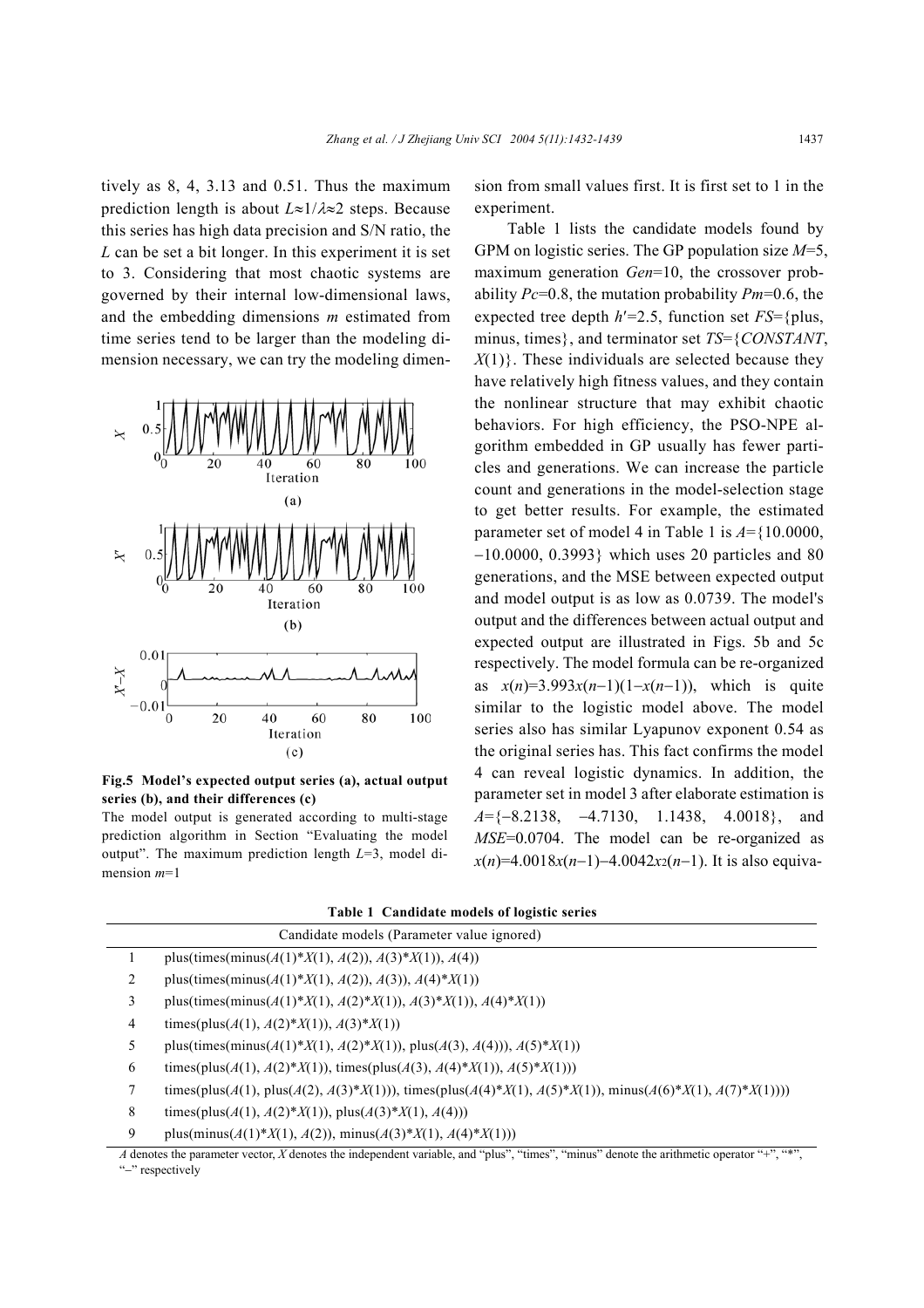tively as 8, 4, 3.13 and 0.51. Thus the maximum prediction length is about $L\approx 1/\lambda\approx 2$ steps. Because this series has high data precision and S/N ratio, the $L$ can be set a bit longer. In this experiment it is set to 3. Considering that most chaotic systems are governed by their internal low-dimensional laws, and the embedding dimensions $m$ estimated from time series tend to be larger than the modeling dimension necessary, we can try the modeling dimension from small values first. It is first set to 1 in the experiment.

**Fig.5 Model's expected output series (a), actual output series (b), and their differences (c)**

The model output is generated according to multi-stage prediction algorithm in Section "Evaluating the model output". The maximum prediction length $L$=3, model dimension $m$=1

Table 1 lists the candidate models found by GPM on logistic series. The GP population size $M$=5, maximum generation $Gen$=10, the crossover probability $Pc$=0.8, the mutation probability $Pm$=0.6, the expected tree depth $h'$=2.5, function set $FS$={plus, minus, times}, and terminator set $TS$={*CONSTANT*, $X(1)$}. These individuals are selected because they have relatively high fitness values, and they contain the nonlinear structure that may exhibit chaotic behaviors. For high efficiency, the PSO-NPE algorithm embedded in GP usually has fewer particles and generations. We can increase the particle count and generations in the model-selection stage to get better results. For example, the estimated parameter set of model 4 in Table 1 is $A$={10.0000, −10.0000, 0.3993} which uses 20 particles and 80 generations, and the MSE between expected output and model output is as low as 0.0739. The model's output and the differences between actual output and expected output are illustrated in Figs. 5b and 5c respectively. The model formula can be re-organized as $x(n)=3.993x(n-1)(1-x(n-1))$, which is quite similar to the logistic model above. The model series also has similar Lyapunov exponent 0.54 as the original series has. This fact confirms the model 4 can reveal logistic dynamics. In addition, the parameter set in model 3 after elaborate estimation is $A$={−8.2138, −4.7130, 1.1438, 4.0018}, and $MSE$=0.0704. The model can be re-organized as $x(n)=4.0018x(n-1)-4.0042x^2(n-1)$. It is also equiva-

**Table 1 Candidate models of logistic series**

| | Candidate models (Parameter value ignored) |
|---|---|
| 1 | plus(times(minus($A(1)$\*$X(1)$, $A(2)$), $A(3)$\*$X(1)$), $A(4)$) |
| 2 | plus(times(minus($A(1)$\*$X(1)$, $A(2)$), $A(3)$), $A(4)$\*$X(1)$) |
| 3 | plus(times(minus($A(1)$\*$X(1)$, $A(2)$\*$X(1)$), $A(3)$\*$X(1)$), $A(4)$\*$X(1)$) |
| 4 | times(plus($A(1)$, $A(2)$\*$X(1)$), $A(3)$\*$X(1)$) |
| 5 | plus(times(minus($A(1)$\*$X(1)$, $A(2)$\*$X(1)$), plus($A(3)$, $A(4)$)), $A(5)$\*$X(1)$) |
| 6 | times(plus($A(1)$, $A(2)$\*$X(1)$), times(plus($A(3)$, $A(4)$\*$X(1)$), $A(5)$\*$X(1)$)) |
| 7 | times(plus($A(1)$, plus($A(2)$, $A(3)$\*$X(1)$)), times(plus($A(4)$\*$X(1)$, $A(5)$\*$X(1)$), minus($A(6)$\*$X(1)$, $A(7)$\*$X(1)$))) |
| 8 | times(plus($A(1)$, $A(2)$\*$X(1)$), plus($A(3)$\*$X(1)$, $A(4)$)) |
| 9 | plus(minus($A(1)$\*$X(1)$, $A(2)$), minus($A(3)$\*$X(1)$, $A(4)$\*$X(1)$)) |

$A$ denotes the parameter vector, $X$ denotes the independent variable, and "plus", "times", "minus" denote the arithmetic operator "+", "\*", "−" respectively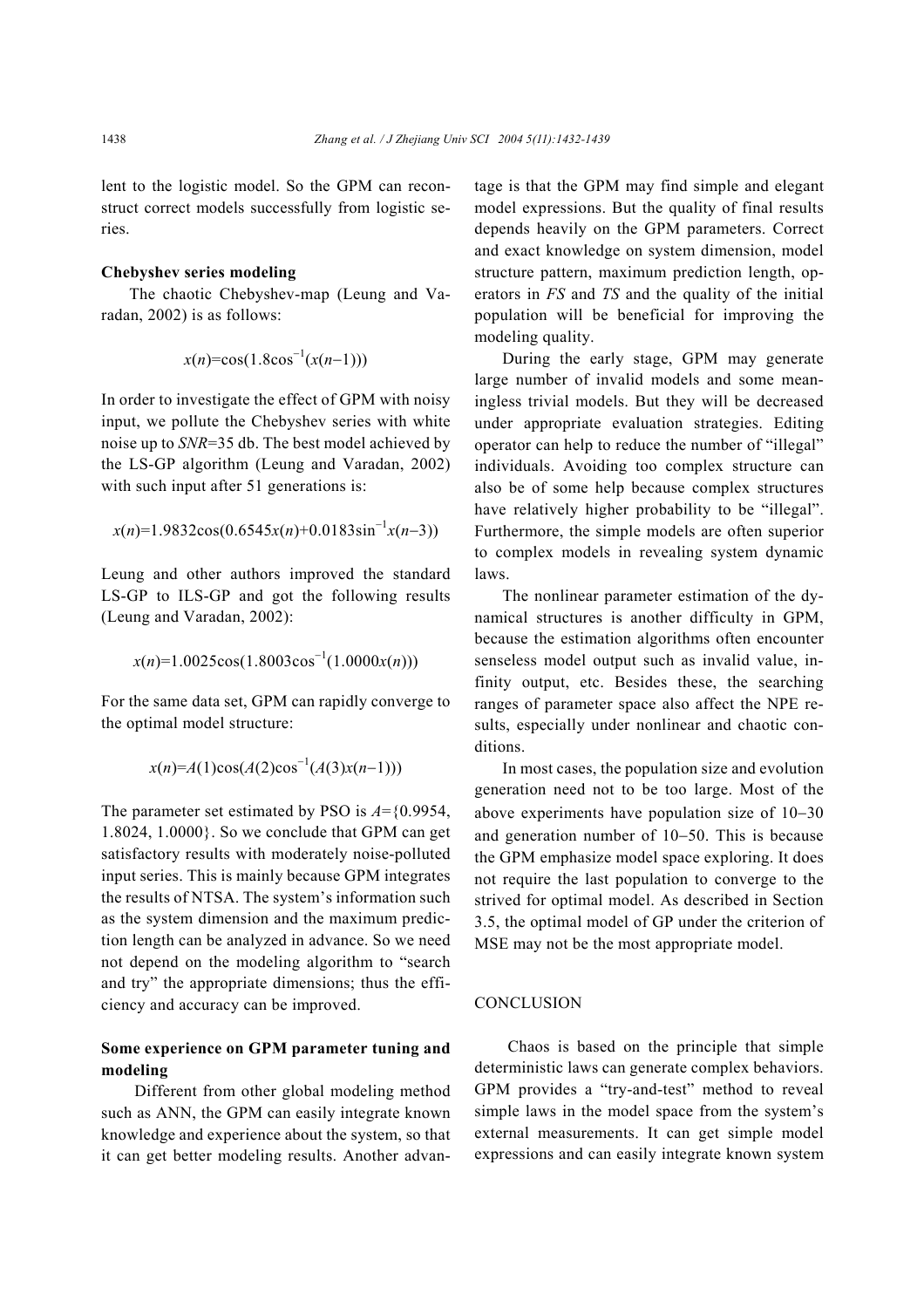lent to the logistic model. So the GPM can reconstruct correct models successfully from logistic series.

**Chebyshev series modeling**

The chaotic Chebyshev-map (Leung and Varadan, 2002) is as follows:

$$x(n)=\cos(1.8\cos^{-1}(x(n-1)))$$

In order to investigate the effect of GPM with noisy input, we pollute the Chebyshev series with white noise up to *SNR*=35 db. The best model achieved by the LS-GP algorithm (Leung and Varadan, 2002) with such input after 51 generations is:

$$x(n)=1.9832\cos(0.6545x(n)+0.0183\sin^{-1}x(n-3))$$

Leung and other authors improved the standard LS-GP to ILS-GP and got the following results (Leung and Varadan, 2002):

$$x(n)=1.0025\cos(1.8003\cos^{-1}(1.0000x(n)))$$

For the same data set, GPM can rapidly converge to the optimal model structure:

$$x(n)=A(1)\cos(A(2)\cos^{-1}(A(3)x(n-1)))$$

The parameter set estimated by PSO is $A$={0.9954, 1.8024, 1.0000}. So we conclude that GPM can get satisfactory results with moderately noise-polluted input series. This is mainly because GPM integrates the results of NTSA. The system's information such as the system dimension and the maximum prediction length can be analyzed in advance. So we need not depend on the modeling algorithm to "search and try" the appropriate dimensions; thus the efficiency and accuracy can be improved.

**Some experience on GPM parameter tuning and modeling**

Different from other global modeling method such as ANN, the GPM can easily integrate known knowledge and experience about the system, so that it can get better modeling results. Another advantage is that the GPM may find simple and elegant model expressions. But the quality of final results depends heavily on the GPM parameters. Correct and exact knowledge on system dimension, model structure pattern, maximum prediction length, operators in *FS* and *TS* and the quality of the initial population will be beneficial for improving the modeling quality.

During the early stage, GPM may generate large number of invalid models and some meaningless trivial models. But they will be decreased under appropriate evaluation strategies. Editing operator can help to reduce the number of "illegal" individuals. Avoiding too complex structure can also be of some help because complex structures have relatively higher probability to be "illegal". Furthermore, the simple models are often superior to complex models in revealing system dynamic laws.

The nonlinear parameter estimation of the dynamical structures is another difficulty in GPM, because the estimation algorithms often encounter senseless model output such as invalid value, infinity output, etc. Besides these, the searching ranges of parameter space also affect the NPE results, especially under nonlinear and chaotic conditions.

In most cases, the population size and evolution generation need not to be too large. Most of the above experiments have population size of 10–30 and generation number of 10–50. This is because the GPM emphasize model space exploring. It does not require the last population to converge to the strived for optimal model. As described in Section 3.5, the optimal model of GP under the criterion of MSE may not be the most appropriate model.

## CONCLUSION

Chaos is based on the principle that simple deterministic laws can generate complex behaviors. GPM provides a "try-and-test" method to reveal simple laws in the model space from the system's external measurements. It can get simple model expressions and can easily integrate known system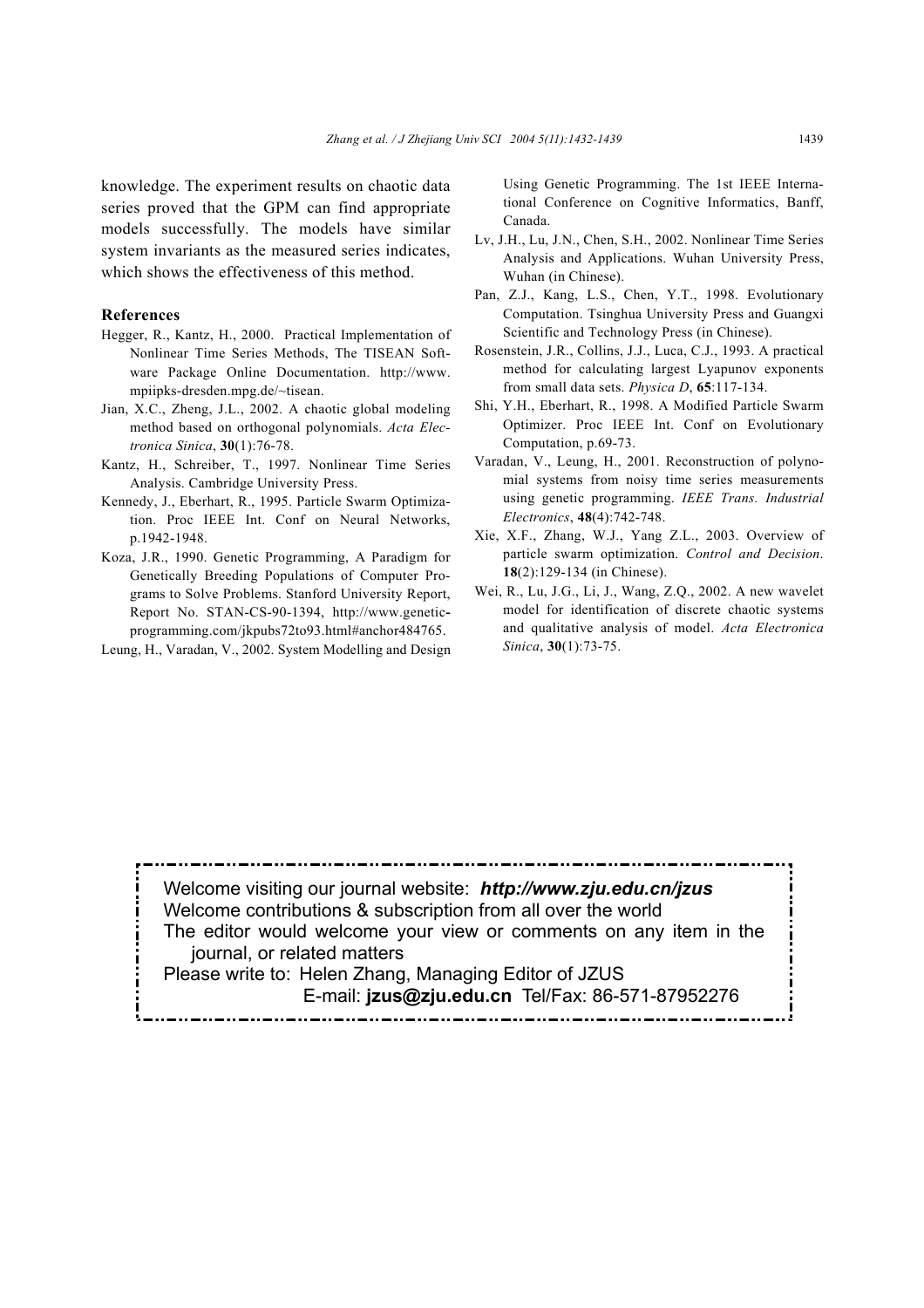knowledge. The experiment results on chaotic data series proved that the GPM can find appropriate models successfully. The models have similar system invariants as the measured series indicates, which shows the effectiveness of this method.

## References

Hegger, R., Kantz, H., 2000. Practical Implementation of Nonlinear Time Series Methods, The TISEAN Software Package Online Documentation. http://www.mpiipks-dresden.mpg.de/~tisean.

Jian, X.C., Zheng, J.L., 2002. A chaotic global modeling method based on orthogonal polynomials. *Acta Electronica Sinica*, **30**(1):76-78.

Kantz, H., Schreiber, T., 1997. Nonlinear Time Series Analysis. Cambridge University Press.

Kennedy, J., Eberhart, R., 1995. Particle Swarm Optimization. Proc IEEE Int. Conf on Neural Networks, p.1942-1948.

Koza, J.R., 1990. Genetic Programming, A Paradigm for Genetically Breeding Populations of Computer Programs to Solve Problems. Stanford University Report, Report No. STAN-CS-90-1394, http://www.genetic-programming.com/jkpubs72to93.html#anchor484765.

Leung, H., Varadan, V., 2002. System Modelling and Design Using Genetic Programming. The 1st IEEE International Conference on Cognitive Informatics, Banff, Canada.

Lv, J.H., Lu, J.N., Chen, S.H., 2002. Nonlinear Time Series Analysis and Applications. Wuhan University Press, Wuhan (in Chinese).

Pan, Z.J., Kang, L.S., Chen, Y.T., 1998. Evolutionary Computation. Tsinghua University Press and Guangxi Scientific and Technology Press (in Chinese).

Rosenstein, J.R., Collins, J.J., Luca, C.J., 1993. A practical method for calculating largest Lyapunov exponents from small data sets. *Physica D*, **65**:117-134.

Shi, Y.H., Eberhart, R., 1998. A Modified Particle Swarm Optimizer. Proc IEEE Int. Conf on Evolutionary Computation, p.69-73.

Varadan, V., Leung, H., 2001. Reconstruction of polynomial systems from noisy time series measurements using genetic programming. *IEEE Trans. Industrial Electronics*, **48**(4):742-748.

Xie, X.F., Zhang, W.J., Yang Z.L., 2003. Overview of particle swarm optimization. *Control and Decision*. **18**(2):129-134 (in Chinese).

Wei, R., Lu, J.G., Li, J., Wang, Z.Q., 2002. A new wavelet model for identification of discrete chaotic systems and qualitative analysis of model. *Acta Electronica Sinica*, **30**(1):73-75.

Welcome visiting our journal website: ***http://www.zju.edu.cn/jzus***
Welcome contributions & subscription from all over the world
The editor would welcome your view or comments on any item in the journal, or related matters
Please write to: Helen Zhang, Managing Editor of JZUS
E-mail: **jzus@zju.edu.cn** Tel/Fax: 86-571-87952276